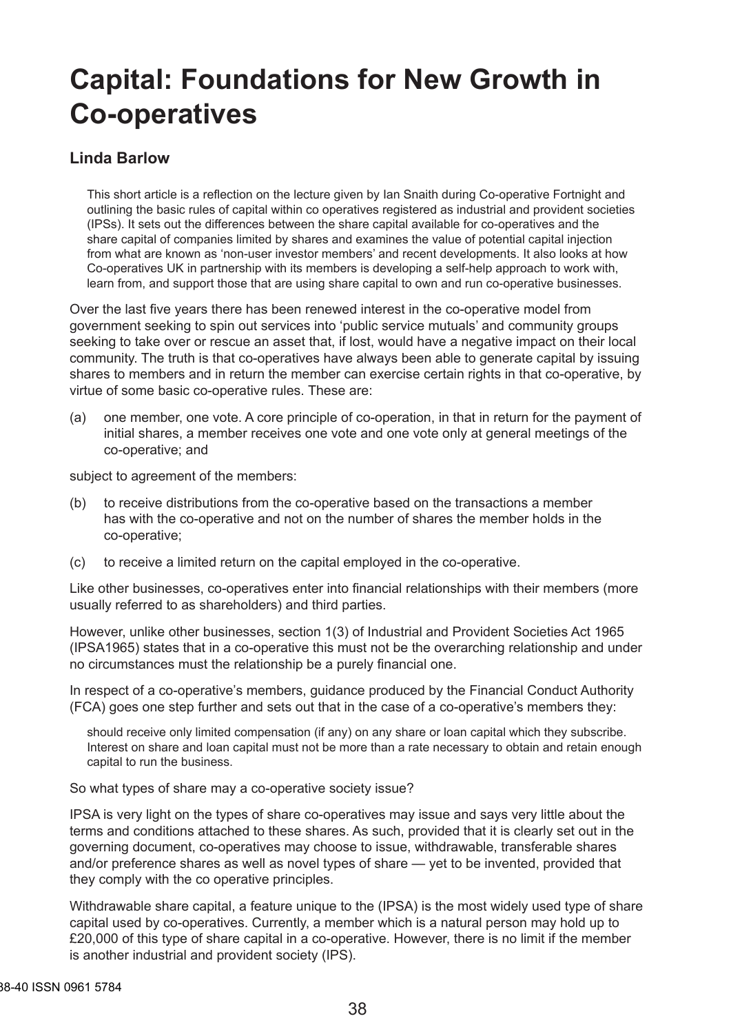# Capital: Foundations for New Growth in Co-operatives

### Linda Barlow

> This short article is a reflection on the lecture given by Ian Snaith during Co-operative Fortnight and outlining the basic rules of capital within co operatives registered as industrial and provident societies (IPSs). It sets out the differences between the share capital available for co-operatives and the share capital of companies limited by shares and examines the value of potential capital injection from what are known as 'non-user investor members' and recent developments. It also looks at how Co-operatives UK in partnership with its members is developing a self-help approach to work with, learn from, and support those that are using share capital to own and run co-operative businesses.

Over the last five years there has been renewed interest in the co-operative model from government seeking to spin out services into 'public service mutuals' and community groups seeking to take over or rescue an asset that, if lost, would have a negative impact on their local community. The truth is that co-operatives have always been able to generate capital by issuing shares to members and in return the member can exercise certain rights in that co-operative, by virtue of some basic co-operative rules. These are:

(a) one member, one vote. A core principle of co-operation, in that in return for the payment of initial shares, a member receives one vote and one vote only at general meetings of the co-operative; and

subject to agreement of the members:

(b) to receive distributions from the co-operative based on the transactions a member has with the co-operative and not on the number of shares the member holds in the co-operative;

(c) to receive a limited return on the capital employed in the co-operative.

Like other businesses, co-operatives enter into financial relationships with their members (more usually referred to as shareholders) and third parties.

However, unlike other businesses, section 1(3) of Industrial and Provident Societies Act 1965 (IPSA1965) states that in a co-operative this must not be the overarching relationship and under no circumstances must the relationship be a purely financial one.

In respect of a co-operative's members, guidance produced by the Financial Conduct Authority (FCA) goes one step further and sets out that in the case of a co-operative's members they:

> should receive only limited compensation (if any) on any share or loan capital which they subscribe. Interest on share and loan capital must not be more than a rate necessary to obtain and retain enough capital to run the business.

So what types of share may a co-operative society issue?

IPSA is very light on the types of share co-operatives may issue and says very little about the terms and conditions attached to these shares. As such, provided that it is clearly set out in the governing document, co-operatives may choose to issue, withdrawable, transferable shares and/or preference shares as well as novel types of share — yet to be invented, provided that they comply with the co operative principles.

Withdrawable share capital, a feature unique to the (IPSA) is the most widely used type of share capital used by co-operatives. Currently, a member which is a natural person may hold up to £20,000 of this type of share capital in a co-operative. However, there is no limit if the member is another industrial and provident society (IPS).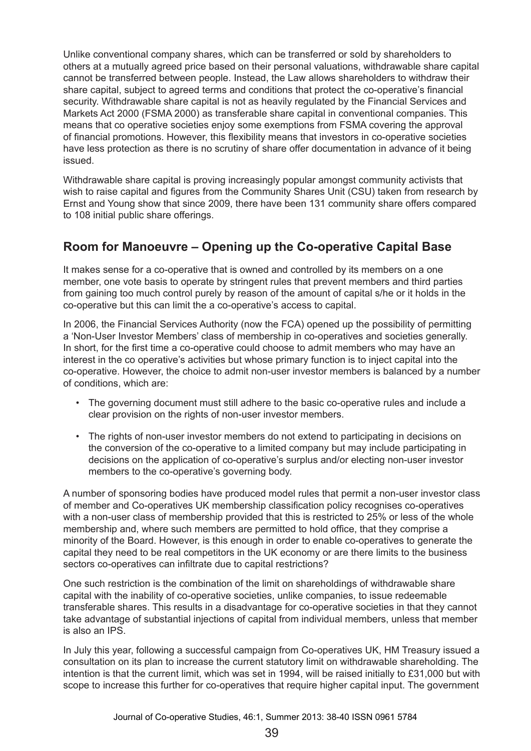Unlike conventional company shares, which can be transferred or sold by shareholders to others at a mutually agreed price based on their personal valuations, withdrawable share capital cannot be transferred between people. Instead, the Law allows shareholders to withdraw their share capital, subject to agreed terms and conditions that protect the co-operative's financial security. Withdrawable share capital is not as heavily regulated by the Financial Services and Markets Act 2000 (FSMA 2000) as transferable share capital in conventional companies. This means that co operative societies enjoy some exemptions from FSMA covering the approval of financial promotions. However, this flexibility means that investors in co-operative societies have less protection as there is no scrutiny of share offer documentation in advance of it being issued.

Withdrawable share capital is proving increasingly popular amongst community activists that wish to raise capital and figures from the Community Shares Unit (CSU) taken from research by Ernst and Young show that since 2009, there have been 131 community share offers compared to 108 initial public share offerings.

## Room for Manoeuvre – Opening up the Co-operative Capital Base

It makes sense for a co-operative that is owned and controlled by its members on a one member, one vote basis to operate by stringent rules that prevent members and third parties from gaining too much control purely by reason of the amount of capital s/he or it holds in the co-operative but this can limit the a co-operative's access to capital.

In 2006, the Financial Services Authority (now the FCA) opened up the possibility of permitting a 'Non-User Investor Members' class of membership in co-operatives and societies generally. In short, for the first time a co-operative could choose to admit members who may have an interest in the co operative's activities but whose primary function is to inject capital into the co-operative. However, the choice to admit non-user investor members is balanced by a number of conditions, which are:

- The governing document must still adhere to the basic co-operative rules and include a clear provision on the rights of non-user investor members.
- The rights of non-user investor members do not extend to participating in decisions on the conversion of the co-operative to a limited company but may include participating in decisions on the application of co-operative's surplus and/or electing non-user investor members to the co-operative's governing body.

A number of sponsoring bodies have produced model rules that permit a non-user investor class of member and Co-operatives UK membership classification policy recognises co-operatives with a non-user class of membership provided that this is restricted to 25% or less of the whole membership and, where such members are permitted to hold office, that they comprise a minority of the Board. However, is this enough in order to enable co-operatives to generate the capital they need to be real competitors in the UK economy or are there limits to the business sectors co-operatives can infiltrate due to capital restrictions?

One such restriction is the combination of the limit on shareholdings of withdrawable share capital with the inability of co-operative societies, unlike companies, to issue redeemable transferable shares. This results in a disadvantage for co-operative societies in that they cannot take advantage of substantial injections of capital from individual members, unless that member is also an IPS.

In July this year, following a successful campaign from Co-operatives UK, HM Treasury issued a consultation on its plan to increase the current statutory limit on withdrawable shareholding. The intention is that the current limit, which was set in 1994, will be raised initially to £31,000 but with scope to increase this further for co-operatives that require higher capital input. The government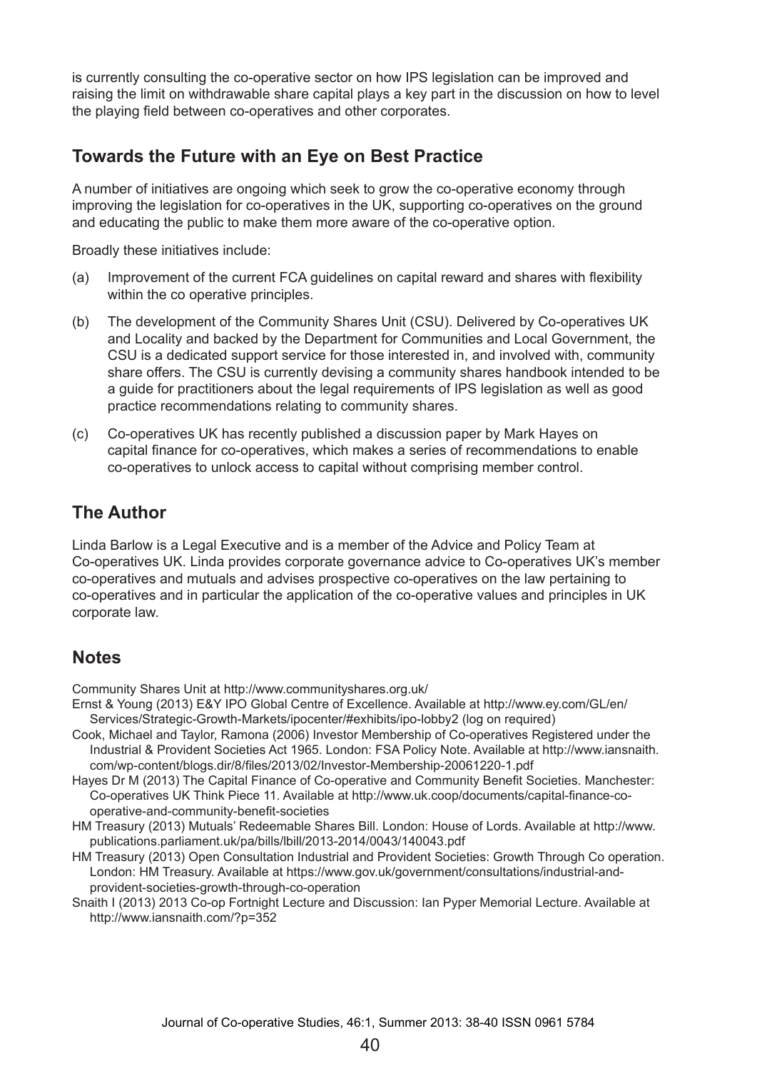is currently consulting the co-operative sector on how IPS legislation can be improved and raising the limit on withdrawable share capital plays a key part in the discussion on how to level the playing field between co-operatives and other corporates.

## Towards the Future with an Eye on Best Practice

A number of initiatives are ongoing which seek to grow the co-operative economy through improving the legislation for co-operatives in the UK, supporting co-operatives on the ground and educating the public to make them more aware of the co-operative option.

Broadly these initiatives include:

(a) Improvement of the current FCA guidelines on capital reward and shares with flexibility within the co operative principles.

(b) The development of the Community Shares Unit (CSU). Delivered by Co-operatives UK and Locality and backed by the Department for Communities and Local Government, the CSU is a dedicated support service for those interested in, and involved with, community share offers. The CSU is currently devising a community shares handbook intended to be a guide for practitioners about the legal requirements of IPS legislation as well as good practice recommendations relating to community shares.

(c) Co-operatives UK has recently published a discussion paper by Mark Hayes on capital finance for co-operatives, which makes a series of recommendations to enable co-operatives to unlock access to capital without comprising member control.

## The Author

Linda Barlow is a Legal Executive and is a member of the Advice and Policy Team at Co-operatives UK. Linda provides corporate governance advice to Co-operatives UK's member co-operatives and mutuals and advises prospective co-operatives on the law pertaining to co-operatives and in particular the application of the co-operative values and principles in UK corporate law.

## Notes

Community Shares Unit at http://www.communityshares.org.uk/

Ernst & Young (2013) E&Y IPO Global Centre of Excellence. Available at http://www.ey.com/GL/en/Services/Strategic-Growth-Markets/ipocenter/#exhibits/ipo-lobby2 (log on required)

Cook, Michael and Taylor, Ramona (2006) Investor Membership of Co-operatives Registered under the Industrial & Provident Societies Act 1965. London: FSA Policy Note. Available at http://www.iansnaith.com/wp-content/blogs.dir/8/files/2013/02/Investor-Membership-20061220-1.pdf

Hayes Dr M (2013) The Capital Finance of Co-operative and Community Benefit Societies. Manchester: Co-operatives UK Think Piece 11. Available at http://www.uk.coop/documents/capital-finance-co-operative-and-community-benefit-societies

HM Treasury (2013) Mutuals' Redeemable Shares Bill. London: House of Lords. Available at http://www.publications.parliament.uk/pa/bills/lbill/2013-2014/0043/140043.pdf

HM Treasury (2013) Open Consultation Industrial and Provident Societies: Growth Through Co operation. London: HM Treasury. Available at https://www.gov.uk/government/consultations/industrial-and-provident-societies-growth-through-co-operation

Snaith I (2013) 2013 Co-op Fortnight Lecture and Discussion: Ian Pyper Memorial Lecture. Available at http://www.iansnaith.com/?p=352